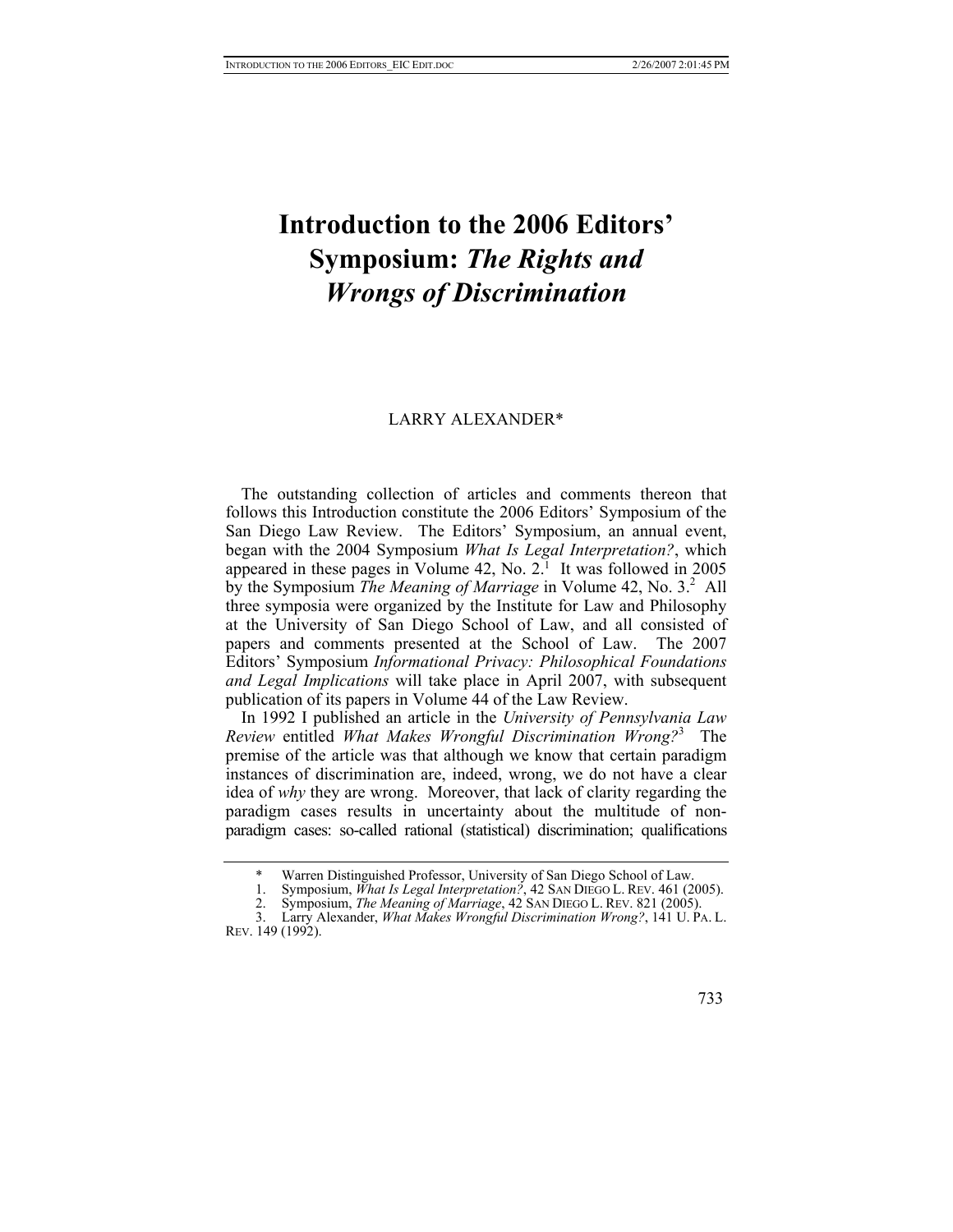# Introduction to the 2006 Editors' Symposium: *The Rights and Wrongs of Discrimination*

LARRY ALEXANDER*

The outstanding collection of articles and comments thereon that follows this Introduction constitute the 2006 Editors' Symposium of the San Diego Law Review. The Editors' Symposium, an annual event, began with the 2004 Symposium *What Is Legal Interpretation?*, which appeared in these pages in Volume 42, No. 2.[1] It was followed in 2005 by the Symposium *The Meaning of Marriage* in Volume 42, No. 3.[2] All three symposia were organized by the Institute for Law and Philosophy at the University of San Diego School of Law, and all consisted of papers and comments presented at the School of Law. The 2007 Editors' Symposium *Informational Privacy: Philosophical Foundations and Legal Implications* will take place in April 2007, with subsequent publication of its papers in Volume 44 of the Law Review.

In 1992 I published an article in the *University of Pennsylvania Law Review* entitled *What Makes Wrongful Discrimination Wrong?*[3] The premise of the article was that although we know that certain paradigm instances of discrimination are, indeed, wrong, we do not have a clear idea of *why* they are wrong. Moreover, that lack of clarity regarding the paradigm cases results in uncertainty about the multitude of non-paradigm cases: so-called rational (statistical) discrimination; qualifications

---

\* Warren Distinguished Professor, University of San Diego School of Law.

1. Symposium, *What Is Legal Interpretation?*, 42 SAN DIEGO L. REV. 461 (2005).

2. Symposium, *The Meaning of Marriage*, 42 SAN DIEGO L. REV. 821 (2005).

3. Larry Alexander, *What Makes Wrongful Discrimination Wrong?*, 141 U. PA. L. REV. 149 (1992).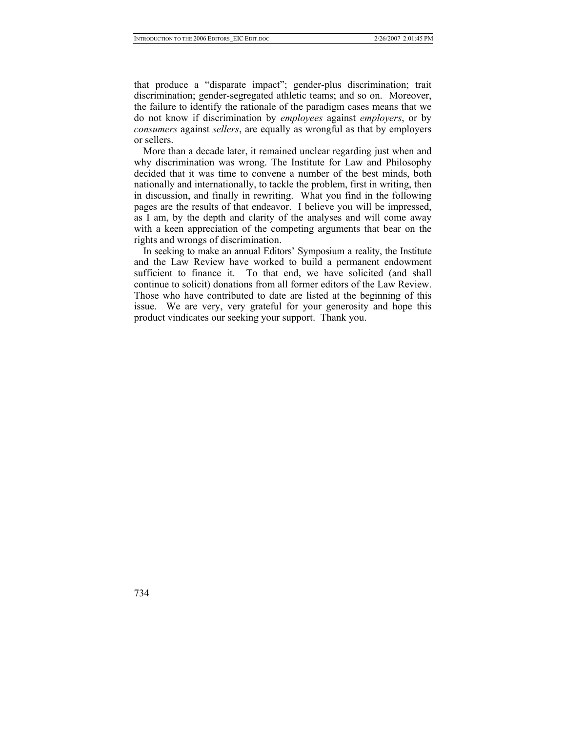that produce a "disparate impact"; gender-plus discrimination; trait discrimination; gender-segregated athletic teams; and so on. Moreover, the failure to identify the rationale of the paradigm cases means that we do not know if discrimination by *employees* against *employers*, or by *consumers* against *sellers*, are equally as wrongful as that by employers or sellers.

More than a decade later, it remained unclear regarding just when and why discrimination was wrong. The Institute for Law and Philosophy decided that it was time to convene a number of the best minds, both nationally and internationally, to tackle the problem, first in writing, then in discussion, and finally in rewriting. What you find in the following pages are the results of that endeavor. I believe you will be impressed, as I am, by the depth and clarity of the analyses and will come away with a keen appreciation of the competing arguments that bear on the rights and wrongs of discrimination.

In seeking to make an annual Editors' Symposium a reality, the Institute and the Law Review have worked to build a permanent endowment sufficient to finance it. To that end, we have solicited (and shall continue to solicit) donations from all former editors of the Law Review. Those who have contributed to date are listed at the beginning of this issue. We are very, very grateful for your generosity and hope this product vindicates our seeking your support. Thank you.